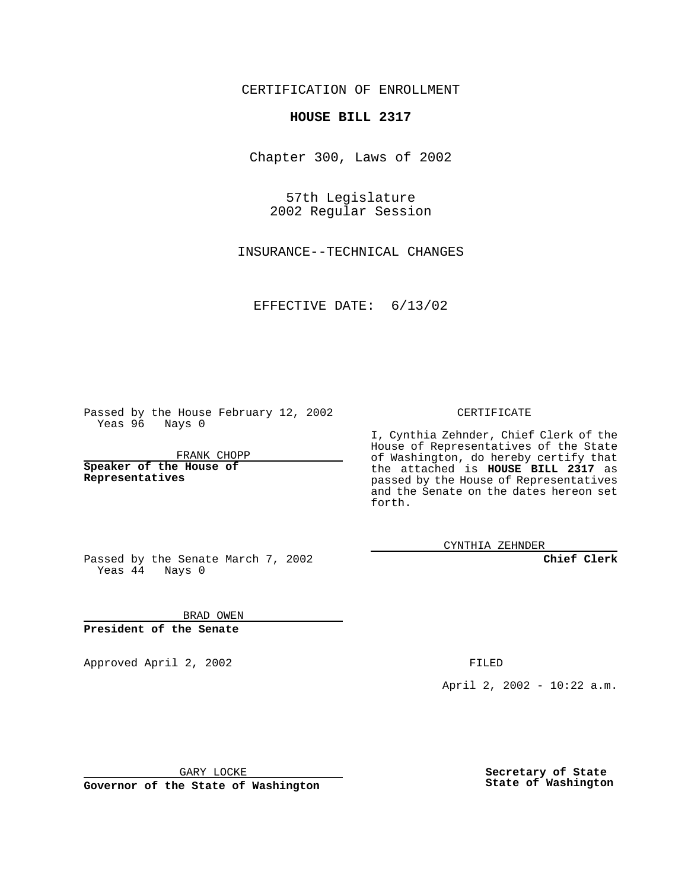CERTIFICATION OF ENROLLMENT

**HOUSE BILL 2317**

Chapter 300, Laws of 2002

57th Legislature
2002 Regular Session

INSURANCE--TECHNICAL CHANGES

EFFECTIVE DATE: 6/13/02

Passed by the House February 12, 2002
Yeas 96 Nays 0

FRANK CHOPP

**Speaker of the House of Representatives**

Passed by the Senate March 7, 2002
Yeas 44 Nays 0

BRAD OWEN

**President of the Senate**

Approved April 2, 2002

GARY LOCKE

**Governor of the State of Washington**

CERTIFICATE

I, Cynthia Zehnder, Chief Clerk of the House of Representatives of the State of Washington, do hereby certify that the attached is **HOUSE BILL 2317** as passed by the House of Representatives and the Senate on the dates hereon set forth.

CYNTHIA ZEHNDER

**Chief Clerk**

FILED

April 2, 2002 - 10:22 a.m.

**Secretary of State**
**State of Washington**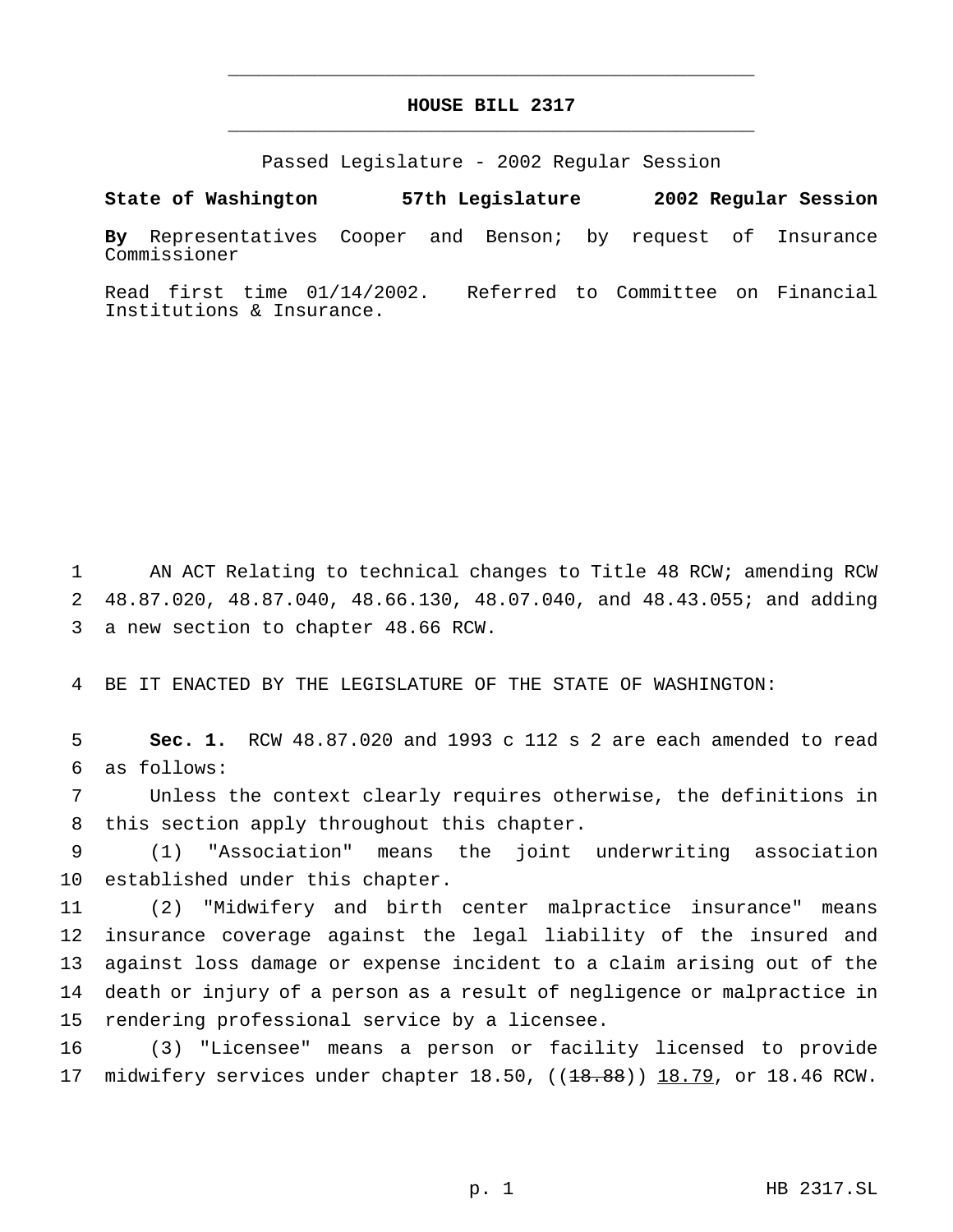# HOUSE BILL 2317

Passed Legislature - 2002 Regular Session

**State of Washington 57th Legislature 2002 Regular Session**

**By** Representatives Cooper and Benson; by request of Insurance Commissioner

Read first time 01/14/2002. Referred to Committee on Financial Institutions & Insurance.

AN ACT Relating to technical changes to Title 48 RCW; amending RCW 48.87.020, 48.87.040, 48.66.130, 48.07.040, and 48.43.055; and adding a new section to chapter 48.66 RCW.

BE IT ENACTED BY THE LEGISLATURE OF THE STATE OF WASHINGTON:

**Sec. 1.** RCW 48.87.020 and 1993 c 112 s 2 are each amended to read as follows:

Unless the context clearly requires otherwise, the definitions in this section apply throughout this chapter.

(1) "Association" means the joint underwriting association established under this chapter.

(2) "Midwifery and birth center malpractice insurance" means insurance coverage against the legal liability of the insured and against loss damage or expense incident to a claim arising out of the death or injury of a person as a result of negligence or malpractice in rendering professional service by a licensee.

(3) "Licensee" means a person or facility licensed to provide midwifery services under chapter 18.50, ((~~18.88~~)) <u>18.79</u>, or 18.46 RCW.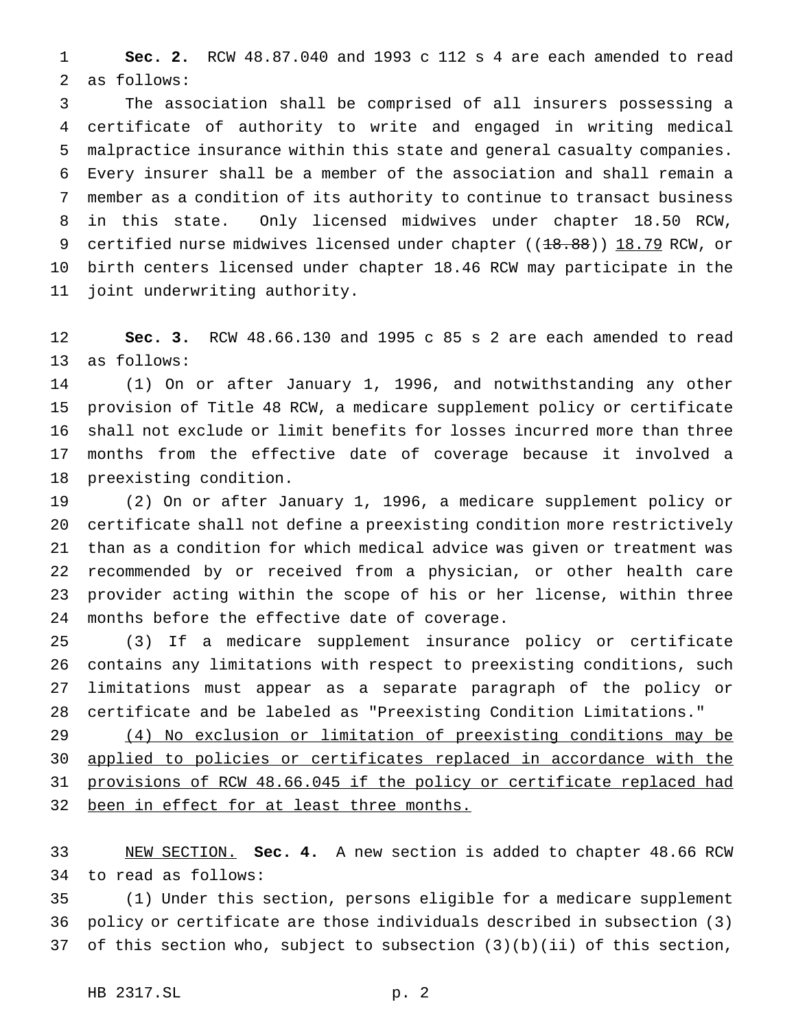**Sec. 2.** RCW 48.87.040 and 1993 c 112 s 4 are each amended to read as follows:

The association shall be comprised of all insurers possessing a certificate of authority to write and engaged in writing medical malpractice insurance within this state and general casualty companies. Every insurer shall be a member of the association and shall remain a member as a condition of its authority to continue to transact business in this state. Only licensed midwives under chapter 18.50 RCW, certified nurse midwives licensed under chapter ((~~18.88~~)) <u>18.79</u> RCW, or birth centers licensed under chapter 18.46 RCW may participate in the joint underwriting authority.

**Sec. 3.** RCW 48.66.130 and 1995 c 85 s 2 are each amended to read as follows:

(1) On or after January 1, 1996, and notwithstanding any other provision of Title 48 RCW, a medicare supplement policy or certificate shall not exclude or limit benefits for losses incurred more than three months from the effective date of coverage because it involved a preexisting condition.

(2) On or after January 1, 1996, a medicare supplement policy or certificate shall not define a preexisting condition more restrictively than as a condition for which medical advice was given or treatment was recommended by or received from a physician, or other health care provider acting within the scope of his or her license, within three months before the effective date of coverage.

(3) If a medicare supplement insurance policy or certificate contains any limitations with respect to preexisting conditions, such limitations must appear as a separate paragraph of the policy or certificate and be labeled as "Preexisting Condition Limitations."

<u>(4) No exclusion or limitation of preexisting conditions may be applied to policies or certificates replaced in accordance with the provisions of RCW 48.66.045 if the policy or certificate replaced had been in effect for at least three months.</u>

<u>NEW SECTION.</u> **Sec. 4.** A new section is added to chapter 48.66 RCW to read as follows:

(1) Under this section, persons eligible for a medicare supplement policy or certificate are those individuals described in subsection (3) of this section who, subject to subsection (3)(b)(ii) of this section,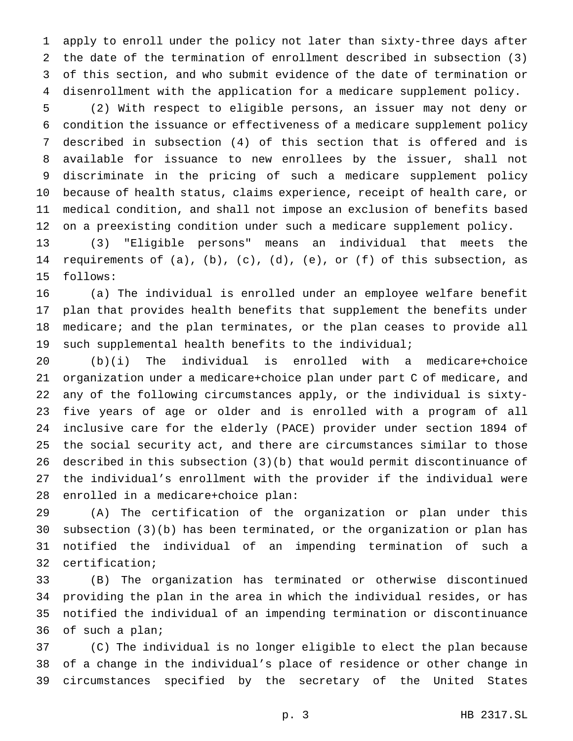apply to enroll under the policy not later than sixty-three days after the date of the termination of enrollment described in subsection (3) of this section, and who submit evidence of the date of termination or disenrollment with the application for a medicare supplement policy.

(2) With respect to eligible persons, an issuer may not deny or condition the issuance or effectiveness of a medicare supplement policy described in subsection (4) of this section that is offered and is available for issuance to new enrollees by the issuer, shall not discriminate in the pricing of such a medicare supplement policy because of health status, claims experience, receipt of health care, or medical condition, and shall not impose an exclusion of benefits based on a preexisting condition under such a medicare supplement policy.

(3) "Eligible persons" means an individual that meets the requirements of (a), (b), (c), (d), (e), or (f) of this subsection, as follows:

(a) The individual is enrolled under an employee welfare benefit plan that provides health benefits that supplement the benefits under medicare; and the plan terminates, or the plan ceases to provide all such supplemental health benefits to the individual;

(b)(i) The individual is enrolled with a medicare+choice organization under a medicare+choice plan under part C of medicare, and any of the following circumstances apply, or the individual is sixty-five years of age or older and is enrolled with a program of all inclusive care for the elderly (PACE) provider under section 1894 of the social security act, and there are circumstances similar to those described in this subsection (3)(b) that would permit discontinuance of the individual's enrollment with the provider if the individual were enrolled in a medicare+choice plan:

(A) The certification of the organization or plan under this subsection (3)(b) has been terminated, or the organization or plan has notified the individual of an impending termination of such a certification;

(B) The organization has terminated or otherwise discontinued providing the plan in the area in which the individual resides, or has notified the individual of an impending termination or discontinuance of such a plan;

(C) The individual is no longer eligible to elect the plan because of a change in the individual's place of residence or other change in circumstances specified by the secretary of the United States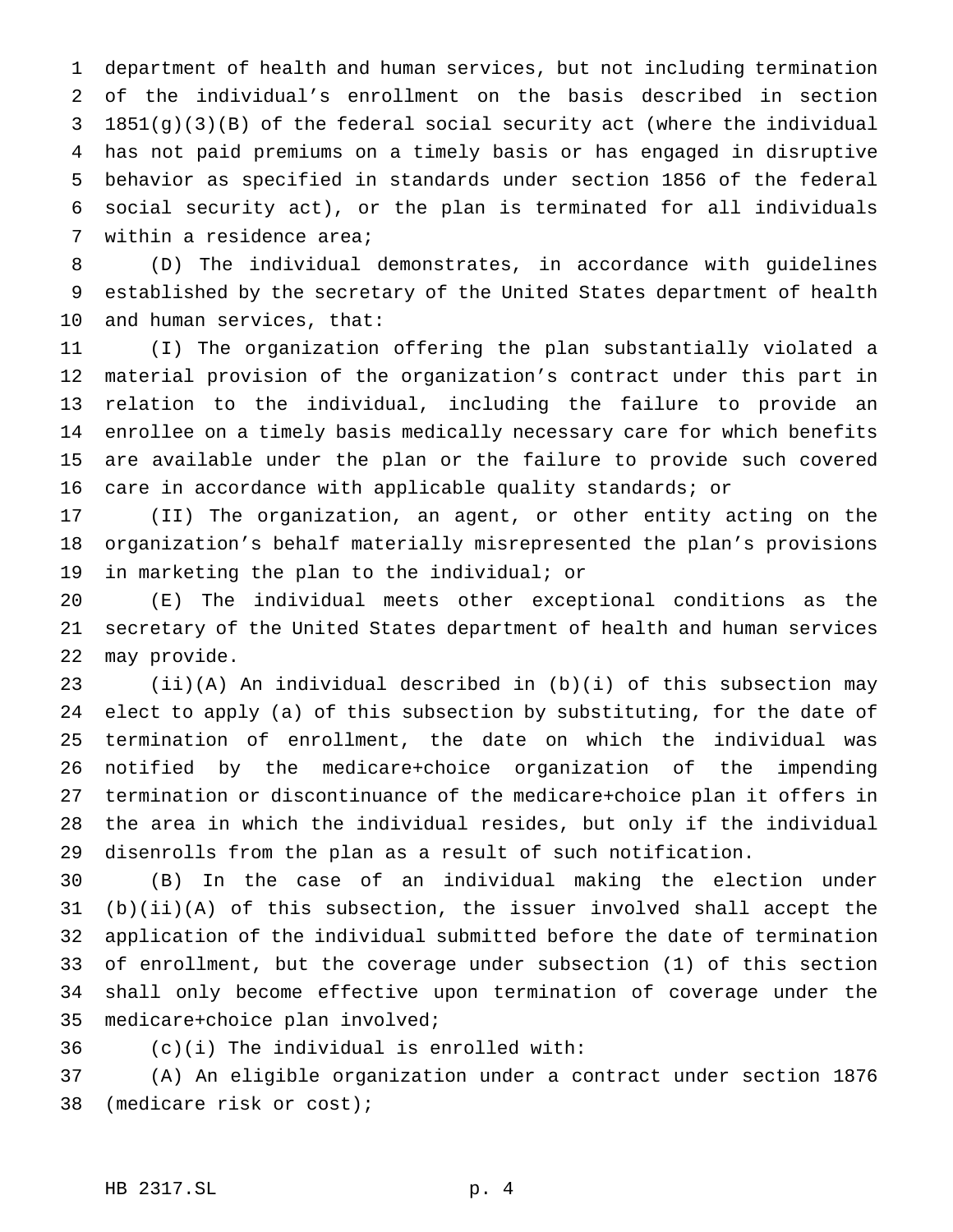department of health and human services, but not including termination of the individual's enrollment on the basis described in section 1851(g)(3)(B) of the federal social security act (where the individual has not paid premiums on a timely basis or has engaged in disruptive behavior as specified in standards under section 1856 of the federal social security act), or the plan is terminated for all individuals within a residence area;

(D) The individual demonstrates, in accordance with guidelines established by the secretary of the United States department of health and human services, that:

(I) The organization offering the plan substantially violated a material provision of the organization's contract under this part in relation to the individual, including the failure to provide an enrollee on a timely basis medically necessary care for which benefits are available under the plan or the failure to provide such covered care in accordance with applicable quality standards; or

(II) The organization, an agent, or other entity acting on the organization's behalf materially misrepresented the plan's provisions in marketing the plan to the individual; or

(E) The individual meets other exceptional conditions as the secretary of the United States department of health and human services may provide.

(ii)(A) An individual described in (b)(i) of this subsection may elect to apply (a) of this subsection by substituting, for the date of termination of enrollment, the date on which the individual was notified by the medicare+choice organization of the impending termination or discontinuance of the medicare+choice plan it offers in the area in which the individual resides, but only if the individual disenrolls from the plan as a result of such notification.

(B) In the case of an individual making the election under (b)(ii)(A) of this subsection, the issuer involved shall accept the application of the individual submitted before the date of termination of enrollment, but the coverage under subsection (1) of this section shall only become effective upon termination of coverage under the medicare+choice plan involved;

(c)(i) The individual is enrolled with:

(A) An eligible organization under a contract under section 1876 (medicare risk or cost);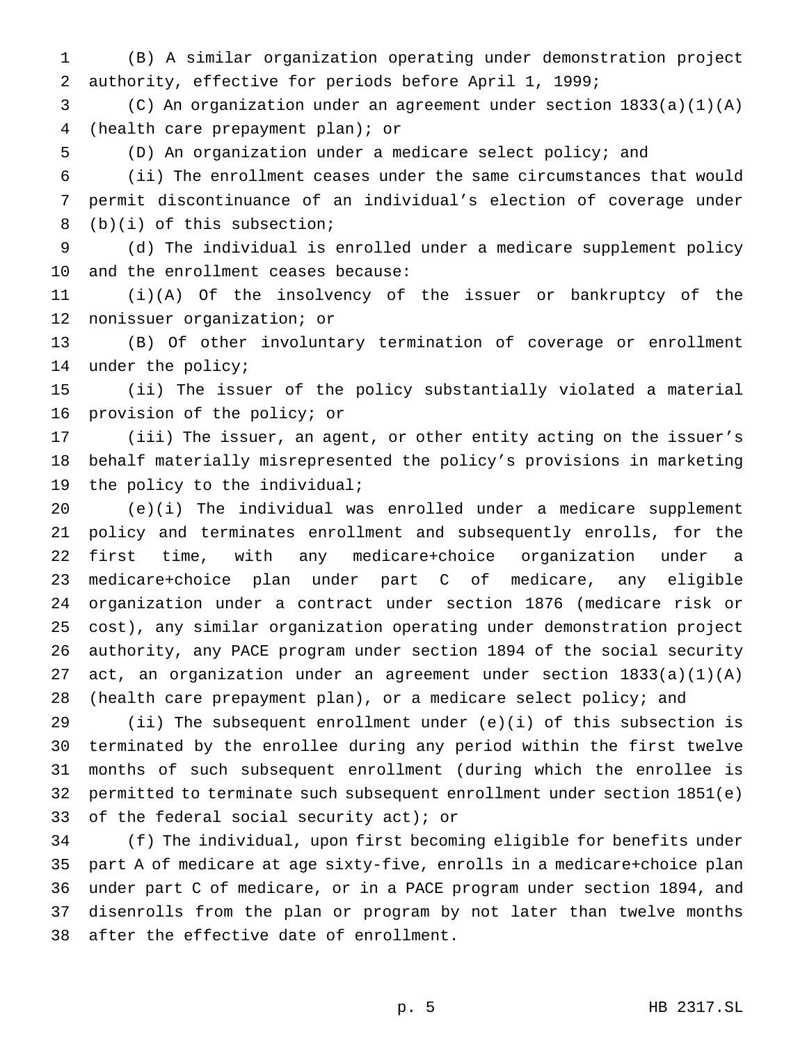(B) A similar organization operating under demonstration project authority, effective for periods before April 1, 1999;

(C) An organization under an agreement under section 1833(a)(1)(A) (health care prepayment plan); or

(D) An organization under a medicare select policy; and

(ii) The enrollment ceases under the same circumstances that would permit discontinuance of an individual's election of coverage under (b)(i) of this subsection;

(d) The individual is enrolled under a medicare supplement policy and the enrollment ceases because:

(i)(A) Of the insolvency of the issuer or bankruptcy of the nonissuer organization; or

(B) Of other involuntary termination of coverage or enrollment under the policy;

(ii) The issuer of the policy substantially violated a material provision of the policy; or

(iii) The issuer, an agent, or other entity acting on the issuer's behalf materially misrepresented the policy's provisions in marketing the policy to the individual;

(e)(i) The individual was enrolled under a medicare supplement policy and terminates enrollment and subsequently enrolls, for the first time, with any medicare+choice organization under a medicare+choice plan under part C of medicare, any eligible organization under a contract under section 1876 (medicare risk or cost), any similar organization operating under demonstration project authority, any PACE program under section 1894 of the social security act, an organization under an agreement under section 1833(a)(1)(A) (health care prepayment plan), or a medicare select policy; and

(ii) The subsequent enrollment under (e)(i) of this subsection is terminated by the enrollee during any period within the first twelve months of such subsequent enrollment (during which the enrollee is permitted to terminate such subsequent enrollment under section 1851(e) of the federal social security act); or

(f) The individual, upon first becoming eligible for benefits under part A of medicare at age sixty-five, enrolls in a medicare+choice plan under part C of medicare, or in a PACE program under section 1894, and disenrolls from the plan or program by not later than twelve months after the effective date of enrollment.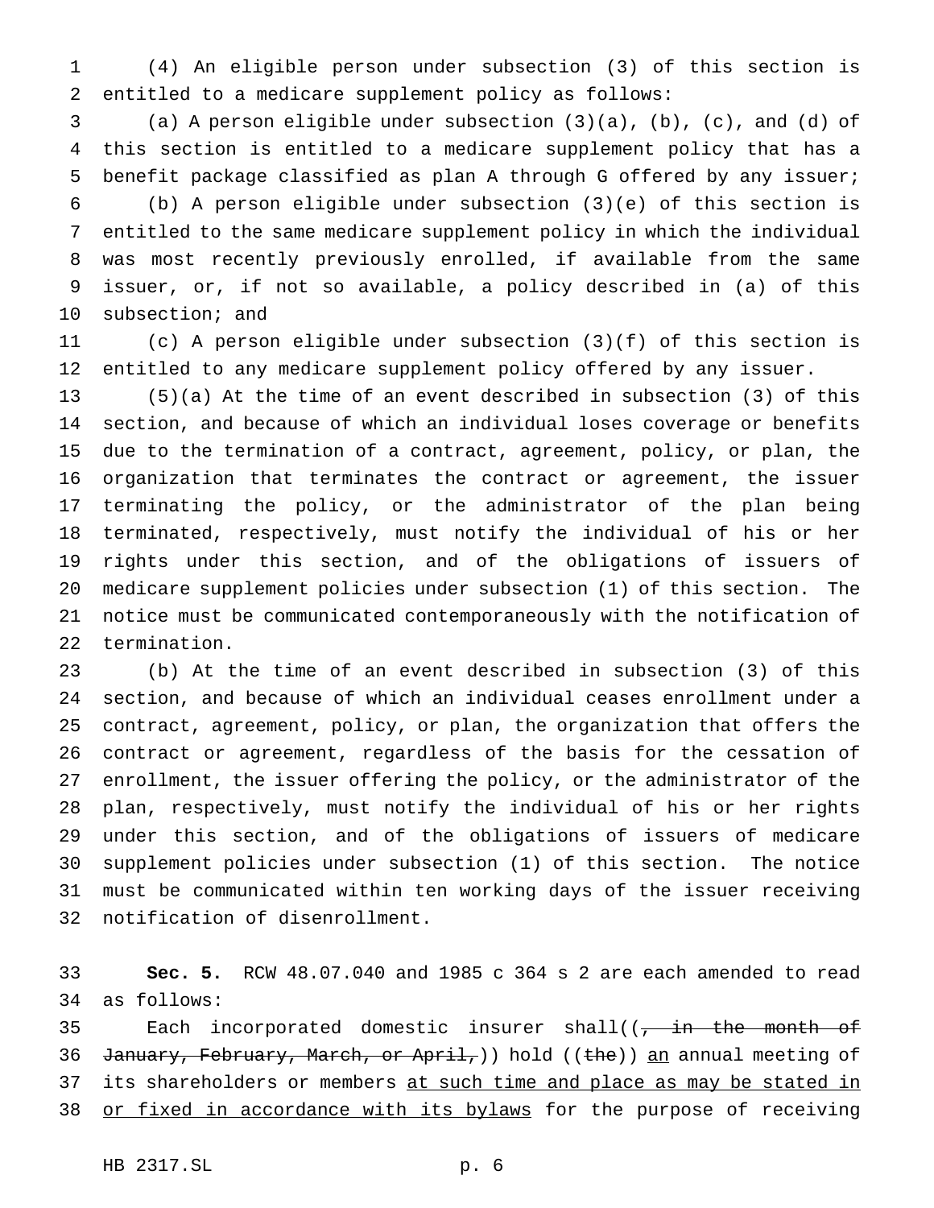(4) An eligible person under subsection (3) of this section is entitled to a medicare supplement policy as follows:

(a) A person eligible under subsection (3)(a), (b), (c), and (d) of this section is entitled to a medicare supplement policy that has a benefit package classified as plan A through G offered by any issuer;

(b) A person eligible under subsection (3)(e) of this section is entitled to the same medicare supplement policy in which the individual was most recently previously enrolled, if available from the same issuer, or, if not so available, a policy described in (a) of this subsection; and

(c) A person eligible under subsection (3)(f) of this section is entitled to any medicare supplement policy offered by any issuer.

(5)(a) At the time of an event described in subsection (3) of this section, and because of which an individual loses coverage or benefits due to the termination of a contract, agreement, policy, or plan, the organization that terminates the contract or agreement, the issuer terminating the policy, or the administrator of the plan being terminated, respectively, must notify the individual of his or her rights under this section, and of the obligations of issuers of medicare supplement policies under subsection (1) of this section. The notice must be communicated contemporaneously with the notification of termination.

(b) At the time of an event described in subsection (3) of this section, and because of which an individual ceases enrollment under a contract, agreement, policy, or plan, the organization that offers the contract or agreement, regardless of the basis for the cessation of enrollment, the issuer offering the policy, or the administrator of the plan, respectively, must notify the individual of his or her rights under this section, and of the obligations of issuers of medicare supplement policies under subsection (1) of this section. The notice must be communicated within ten working days of the issuer receiving notification of disenrollment.

**Sec. 5.** RCW 48.07.040 and 1985 c 364 s 2 are each amended to read as follows:

Each incorporated domestic insurer shall((~~, in the month of January, February, March, or April,~~)) hold ((~~the~~)) <u>an</u> annual meeting of its shareholders or members <u>at such time and place as may be stated in or fixed in accordance with its bylaws</u> for the purpose of receiving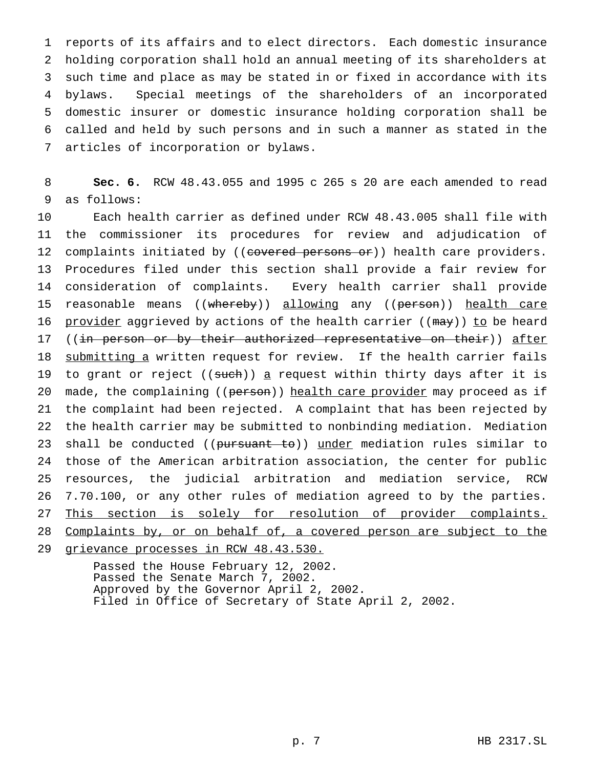reports of its affairs and to elect directors. Each domestic insurance holding corporation shall hold an annual meeting of its shareholders at such time and place as may be stated in or fixed in accordance with its bylaws. Special meetings of the shareholders of an incorporated domestic insurer or domestic insurance holding corporation shall be called and held by such persons and in such a manner as stated in the articles of incorporation or bylaws.

**Sec. 6.** RCW 48.43.055 and 1995 c 265 s 20 are each amended to read as follows:

Each health carrier as defined under RCW 48.43.005 shall file with the commissioner its procedures for review and adjudication of complaints initiated by ((~~covered persons or~~)) health care providers. Procedures filed under this section shall provide a fair review for consideration of complaints. Every health carrier shall provide reasonable means ((~~whereby~~)) <u>allowing</u> any ((~~person~~)) <u>health care provider</u> aggrieved by actions of the health carrier ((~~may~~)) <u>to</u> be heard ((~~in person or by their authorized representative on their~~)) <u>after submitting a</u> written request for review. If the health carrier fails to grant or reject ((~~such~~)) <u>a</u> request within thirty days after it is made, the complaining ((~~person~~)) <u>health care provider</u> may proceed as if the complaint had been rejected. A complaint that has been rejected by the health carrier may be submitted to nonbinding mediation. Mediation shall be conducted ((~~pursuant to~~)) <u>under</u> mediation rules similar to those of the American arbitration association, the center for public resources, the judicial arbitration and mediation service, RCW 7.70.100, or any other rules of mediation agreed to by the parties. <u>This section is solely for resolution of provider complaints. Complaints by, or on behalf of, a covered person are subject to the grievance processes in RCW 48.43.530.</u>

Passed the House February 12, 2002.
Passed the Senate March 7, 2002.
Approved by the Governor April 2, 2002.
Filed in Office of Secretary of State April 2, 2002.